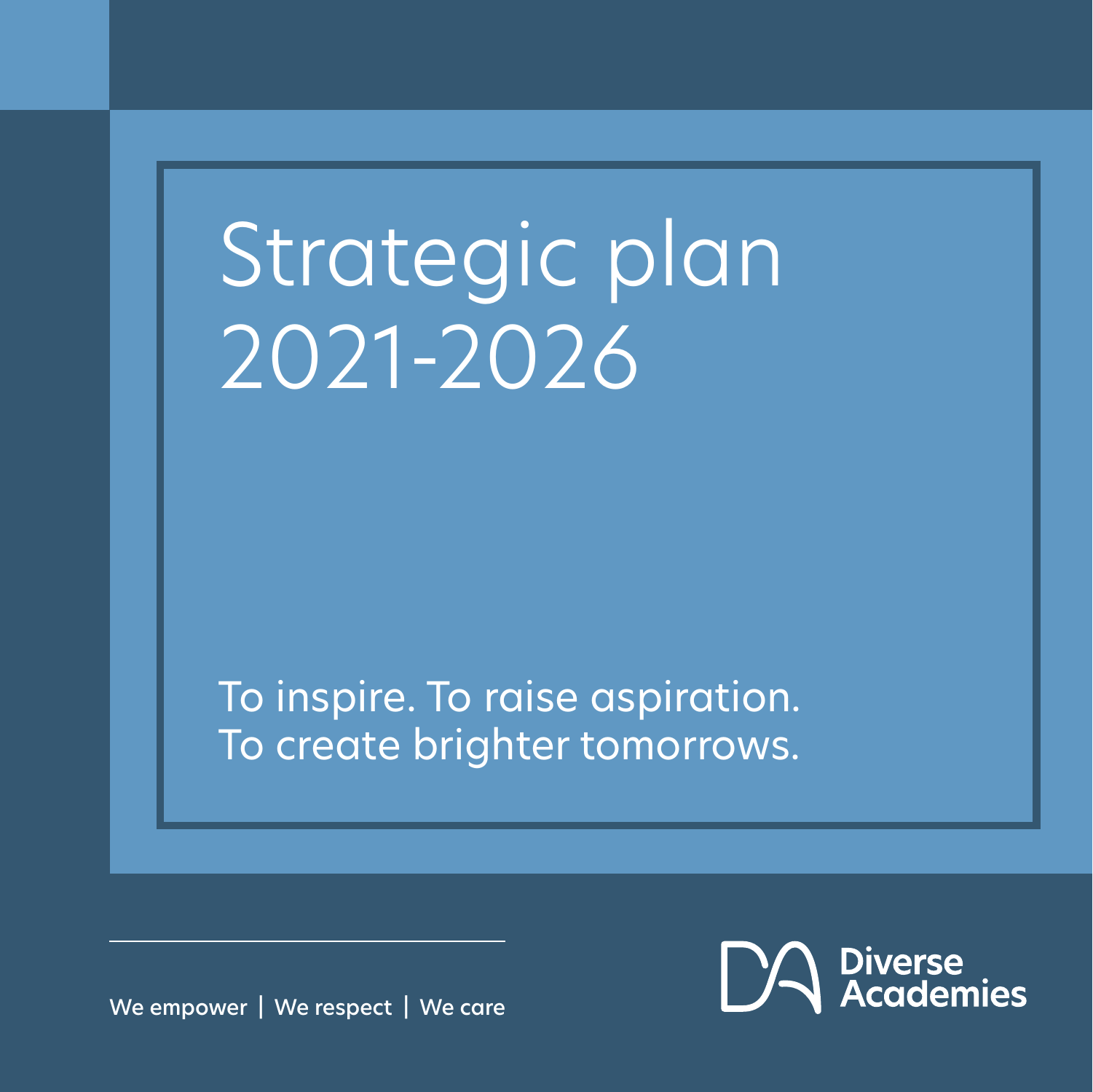# Strategic plan 2021-2026

To inspire. To raise aspiration.
To create brighter tomorrows.

We empower | We respect | We care

Diverse Academies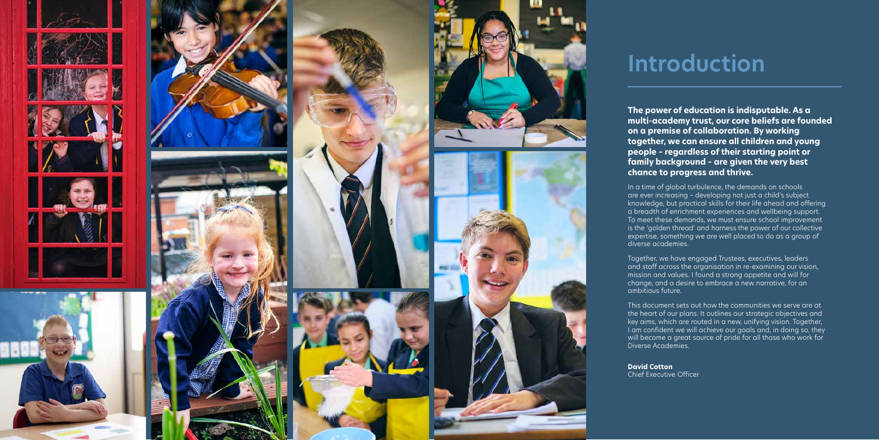# Introduction

**The power of education is indisputable. As a multi-academy trust, our core beliefs are founded on a premise of collaboration. By working together, we can ensure all children and young people - regardless of their starting point or family background - are given the very best chance to progress and thrive.**

In a time of global turbulence, the demands on schools are ever increasing - developing not just a child's subject knowledge, but practical skills for their life ahead and offering a breadth of enrichment experiences and wellbeing support. To meet these demands, we must ensure school improvement is the 'golden thread' and harness the power of our collective expertise, something we are well placed to do as a group of diverse academies.

Together, we have engaged Trustees, executives, leaders and staff across the organisation in re-examining our vision, mission and values. I found a strong appetite and will for change, and a desire to embrace a new narrative, for an ambitious future.

This document sets out how the communities we serve are at the heart of our plans. It outlines our strategic objectives and key aims, which are routed in a new, unifying vision. Together, I am confident we will achieve our goals and, in doing so, they will become a great source of pride for all those who work for Diverse Academies.

**David Cotton**
Chief Executive Officer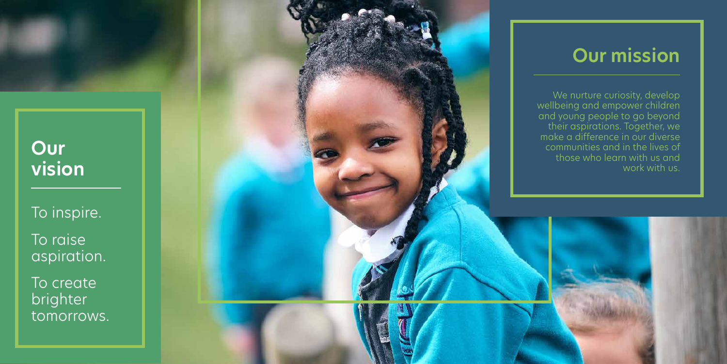## Our vision

To inspire.

To raise aspiration.

To create brighter tomorrows.

## Our mission

We nurture curiosity, develop wellbeing and empower children and young people to go beyond their aspirations. Together, we make a difference in our diverse communities and in the lives of those who learn with us and work with us.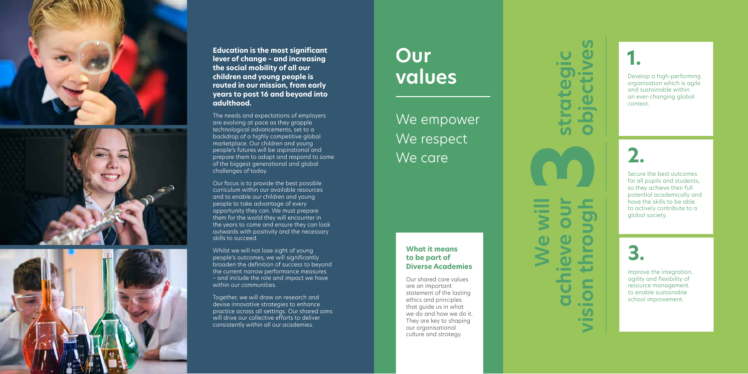**Education is the most significant lever of change - and increasing the social mobility of all our children and young people is routed in our mission, from early years to post 16 and beyond into adulthood.**

The needs and expectations of employers are evolving at pace as they grapple technological advancements, set to a backdrop of a highly competitive global marketplace. Our children and young people's futures will be aspirational and prepare them to adapt and respond to some of the biggest generational and global challenges of today.

Our focus is to provide the best possible curriculum within our available resources and to enable our children and young people to take advantage of every opportunity they can. We must prepare them for the world they will encounter in the years to come and ensure they can look outwards with positivity and the necessary skills to succeed.

Whilst we will not lose sight of young people's outcomes, we will significantly broaden the definition of success to beyond the current narrow performance measures – and include the role and impact we have within our communities.

Together, we will draw on research and devise innovative strategies to enhance practice across all settings. Our shared aims will drive our collective efforts to deliver consistently within all our academies.

# Our values

We empower
We respect
We care

### What it means to be part of Diverse Academies

Our shared core values are an important statement of the lasting ethics and principles that guide us in what we do and how we do it. They are key to shaping our organisational culture and strategy.

# We will achieve our vision through 3 strategic objectives

## 1.

Develop a high-performing organisation which is agile and sustainable within an ever-changing global context.

## 2.

Secure the best outcomes for all pupils and students, so they achieve their full potential academically and have the skills to be able to actively contribute to a global society.

## 3.

Improve the integration, agility and flexibility of resource management to enable sustainable school improvement.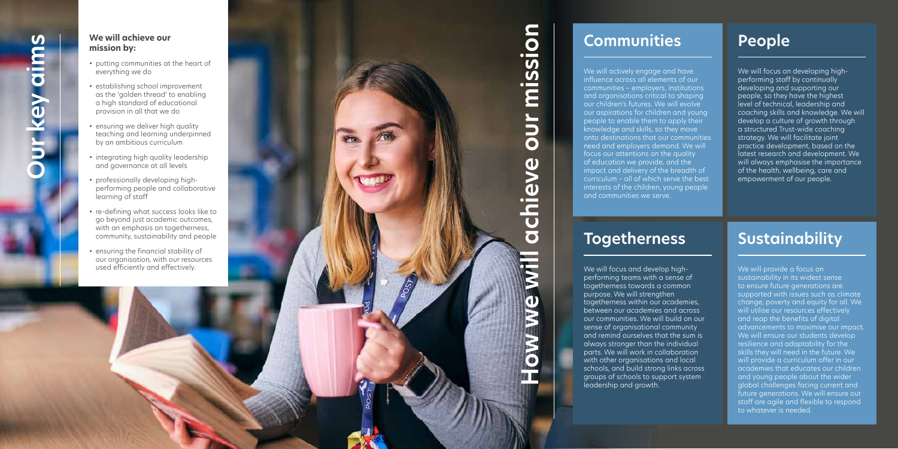# Our key aims

**We will achieve our mission by:**

- putting communities at the heart of everything we do
- establishing school improvement as the 'golden thread' to enabling a high standard of educational provision in all that we do
- ensuring we deliver high quality teaching and learning underpinned by an ambitious curriculum
- integrating high quality leadership and governance at all levels
- professionally developing high-performing people and collaborative learning of staff
- re-defining what success looks like to go beyond just academic outcomes, with an emphasis on togetherness, community, sustainability and people
- ensuring the financial stability of our organisation, with our resources used efficiently and effectively.

# How we will achieve our mission

## Communities

We will actively engage and have influence across all elements of our communities – employers, institutions and organisations critical to shaping our children's futures. We will evolve our aspirations for children and young people to enable them to apply their knowledge and skills, so they move onto destinations that our communities need and employers demand. We will focus our attentions on the quality of education we provide, and the impact and delivery of the breadth of curriculum – all of which serve the best interests of the children, young people and communities we serve.

## People

We will focus on developing high-performing staff by continually developing and supporting our people, so they have the highest level of technical, leadership and coaching skills and knowledge. We will develop a culture of growth through a structured Trust-wide coaching strategy. We will facilitate joint practice development, based on the latest research and development. We will always emphasise the importance of the health, wellbeing, care and empowerment of our people.

## Togetherness

We will focus and develop high-performing teams with a sense of togetherness towards a common purpose. We will strengthen togetherness within our academies, between our academies and across our communities. We will build on our sense of organisational community and remind ourselves that the sum is always stronger than the individual parts. We will work in collaboration with other organisations and local schools, and build strong links across groups of schools to support system leadership and growth.

## Sustainability

We will provide a focus on sustainability in its widest sense to ensure future generations are supported with issues such as climate change, poverty and equity for all. We will utilise our resources effectively and reap the benefits of digital advancements to maximise our impact. We will ensure our students develop resilience and adaptability for the skills they will need in the future. We will provide a curriculum offer in our academies that educates our children and young people about the wider global challenges facing current and future generations. We will ensure our staff are agile and flexible to respond to whatever is needed.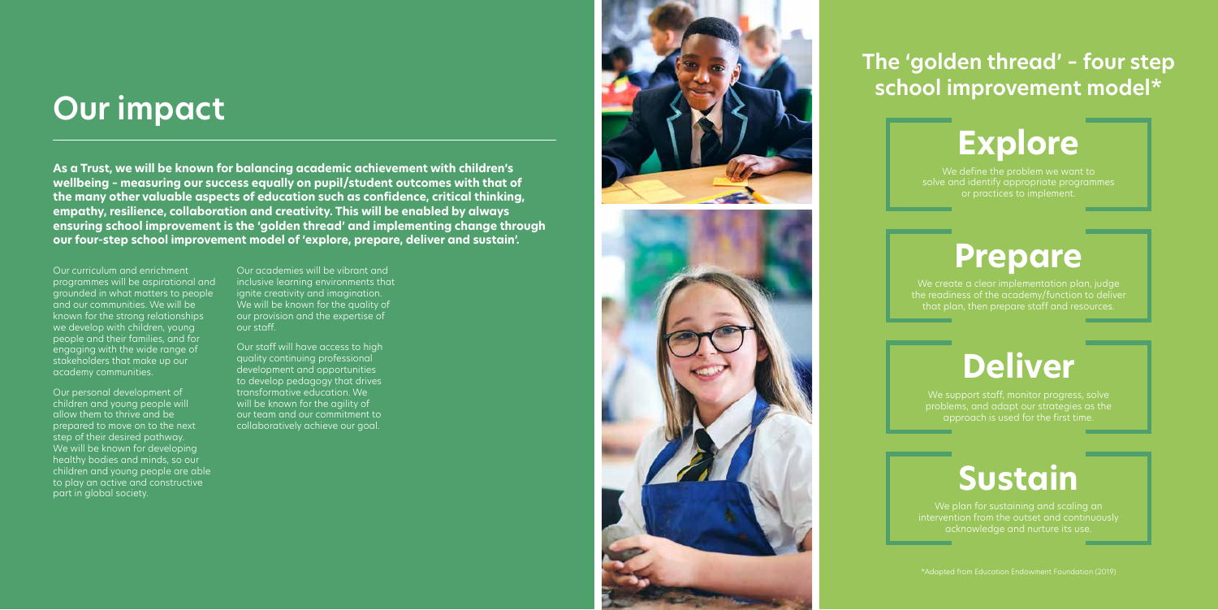# Our impact

**As a Trust, we will be known for balancing academic achievement with children's wellbeing - measuring our success equally on pupil/student outcomes with that of the many other valuable aspects of education such as confidence, critical thinking, empathy, resilience, collaboration and creativity. This will be enabled by always ensuring school improvement is the 'golden thread' and implementing change through our four-step school improvement model of 'explore, prepare, deliver and sustain'.**

Our curriculum and enrichment programmes will be aspirational and grounded in what matters to people and our communities. We will be known for the strong relationships we develop with children, young people and their families, and for engaging with the wide range of stakeholders that make up our academy communities.

Our personal development of children and young people will allow them to thrive and be prepared to move on to the next step of their desired pathway. We will be known for developing healthy bodies and minds, so our children and young people are able to play an active and constructive part in global society.

Our academies will be vibrant and inclusive learning environments that ignite creativity and imagination. We will be known for the quality of our provision and the expertise of our staff.

Our staff will have access to high quality continuing professional development and opportunities to develop pedagogy that drives transformative education. We will be known for the agility of our team and our commitment to collaboratively achieve our goal.

## The 'golden thread' - four step school improvement model*

### Explore

We define the problem we want to solve and identify appropriate programmes or practices to implement.

### Prepare

We create a clear implementation plan, judge the readiness of the academy/function to deliver that plan, then prepare staff and resources.

### Deliver

We support staff, monitor progress, solve problems, and adapt our strategies as the approach is used for the first time.

### Sustain

We plan for sustaining and scaling an intervention from the outset and continuously acknowledge and nurture its use.

*Adapted from Education Endowment Foundation (2019)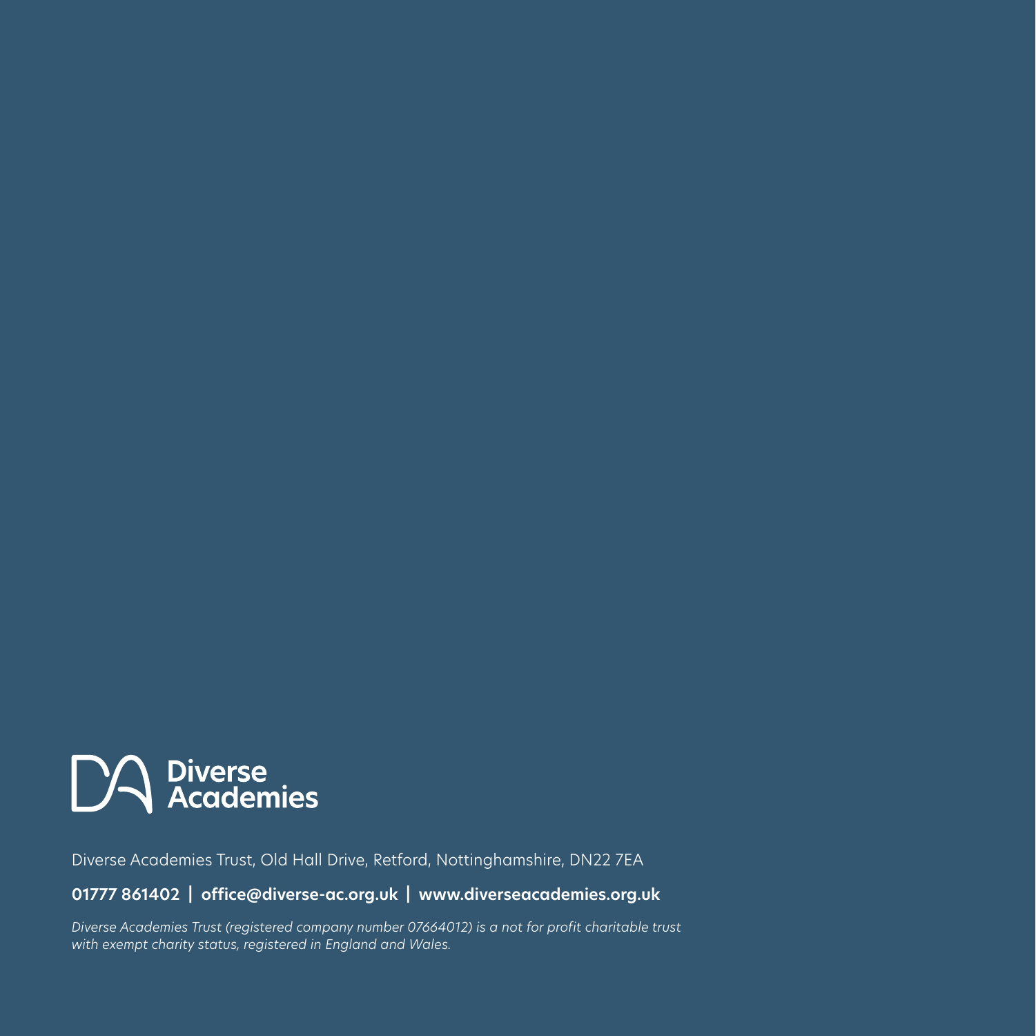Diverse Academies

Diverse Academies Trust, Old Hall Drive, Retford, Nottinghamshire, DN22 7EA

**01777 861402 | office@diverse-ac.org.uk | www.diverseacademies.org.uk**

*Diverse Academies Trust (registered company number 07664012) is a not for profit charitable trust with exempt charity status, registered in England and Wales.*